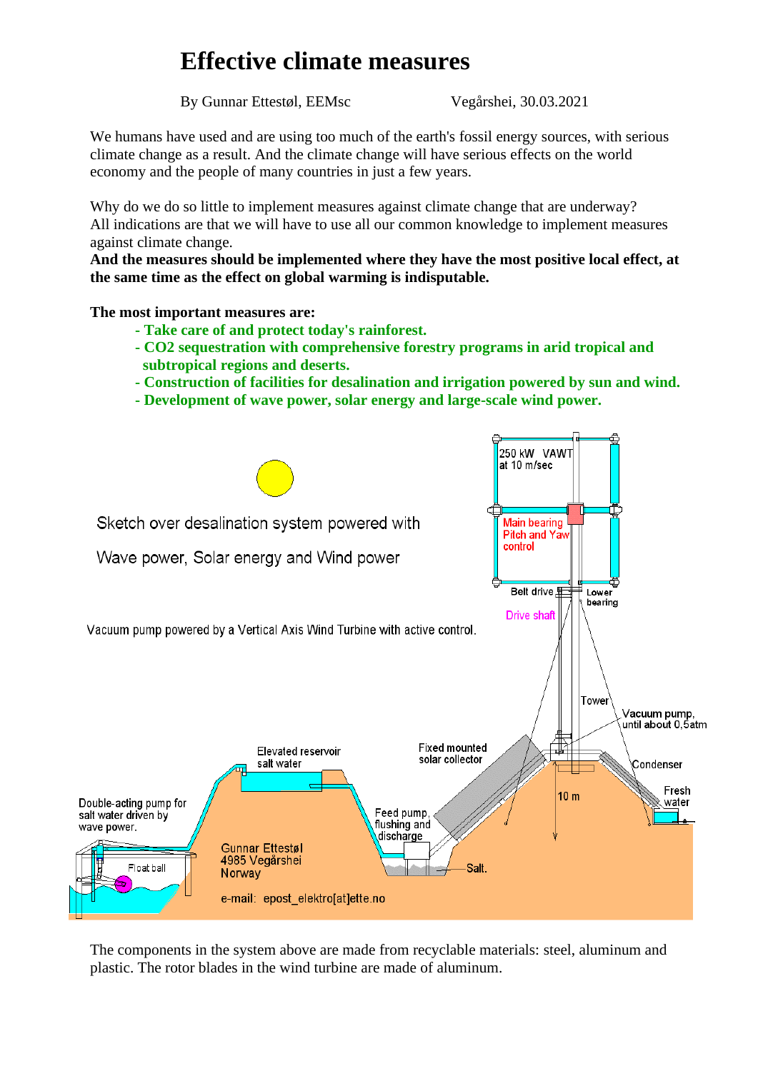# Effective climate measures

By Gunnar Ettestøl, EEMsc Vegårshei, 30.03.2021

We humans have used and are using too much of the earth's fossil energy sources, with serious climate change as a result. And the climate change will have serious effects on the world economy and the people of many countries in just a few years.

Why do we do so little to implement measures against climate change that are underway?
All indications are that we will have to use all our common knowledge to implement measures against climate change.
**And the measures should be implemented where they have the most positive local effect, at the same time as the effect on global warming is indisputable.**

**The most important measures are:**

- **Take care of and protect today's rainforest.**
- **CO2 sequestration with comprehensive forestry programs in arid tropical and subtropical regions and deserts.**
- **Construction of facilities for desalination and irrigation powered by sun and wind.**
- **Development of wave power, solar energy and large-scale wind power.**

Sketch over desalination system powered with

Wave power, Solar energy and Wind power

Vacuum pump powered by a Vertical Axis Wind Turbine with active control.

250 kW VAWT at 10 m/sec

Main bearing Pitch and Yaw control

Belt drive

Lower bearing

Drive shaft

Tower

Vacuum pump, until about 0,5atm

Condenser

Fresh water

10 m

Fixed mounted solar collector

Elevated reservoir salt water

Double-acting pump for salt water driven by wave power.

Float ball

Feed pump, flushing and discharge

Salt.

Gunnar Ettestøl
4985 Vegårshei
Norway

e-mail: epost_elektro[at]ette.no

The components in the system above are made from recyclable materials: steel, aluminum and plastic. The rotor blades in the wind turbine are made of aluminum.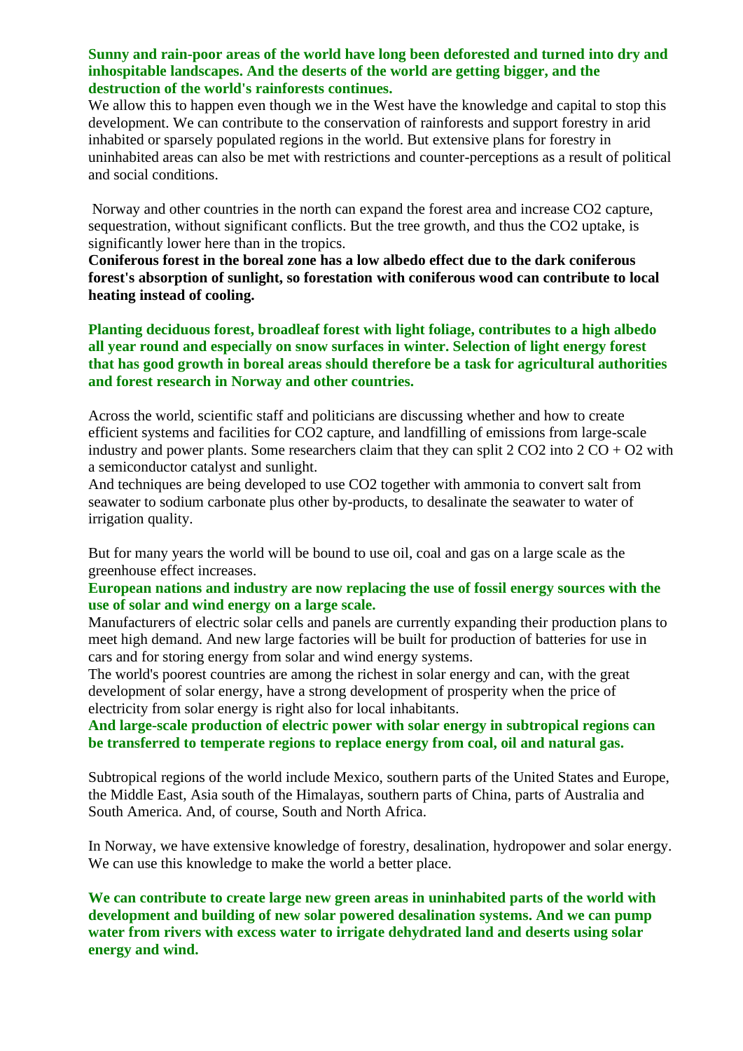**Sunny and rain-poor areas of the world have long been deforested and turned into dry and inhospitable landscapes. And the deserts of the world are getting bigger, and the destruction of the world's rainforests continues.**

We allow this to happen even though we in the West have the knowledge and capital to stop this development. We can contribute to the conservation of rainforests and support forestry in arid inhabited or sparsely populated regions in the world. But extensive plans for forestry in uninhabited areas can also be met with restrictions and counter-perceptions as a result of political and social conditions.

Norway and other countries in the north can expand the forest area and increase $CO_2$ capture, sequestration, without significant conflicts. But the tree growth, and thus the $CO_2$ uptake, is significantly lower here than in the tropics.

**Coniferous forest in the boreal zone has a low albedo effect due to the dark coniferous forest's absorption of sunlight, so forestation with coniferous wood can contribute to local heating instead of cooling.**

**Planting deciduous forest, broadleaf forest with light foliage, contributes to a high albedo all year round and especially on snow surfaces in winter. Selection of light energy forest that has good growth in boreal areas should therefore be a task for agricultural authorities and forest research in Norway and other countries.**

Across the world, scientific staff and politicians are discussing whether and how to create efficient systems and facilities for $CO_2$ capture, and landfilling of emissions from large-scale industry and power plants. Some researchers claim that they can split 2 $CO_2$ into 2 $CO$ + $O_2$ with a semiconductor catalyst and sunlight.

And techniques are being developed to use $CO_2$ together with ammonia to convert salt from seawater to sodium carbonate plus other by-products, to desalinate the seawater to water of irrigation quality.

But for many years the world will be bound to use oil, coal and gas on a large scale as the greenhouse effect increases.

**European nations and industry are now replacing the use of fossil energy sources with the use of solar and wind energy on a large scale.**

Manufacturers of electric solar cells and panels are currently expanding their production plans to meet high demand. And new large factories will be built for production of batteries for use in cars and for storing energy from solar and wind energy systems.

The world's poorest countries are among the richest in solar energy and can, with the great development of solar energy, have a strong development of prosperity when the price of electricity from solar energy is right also for local inhabitants.

**And large-scale production of electric power with solar energy in subtropical regions can be transferred to temperate regions to replace energy from coal, oil and natural gas.**

Subtropical regions of the world include Mexico, southern parts of the United States and Europe, the Middle East, Asia south of the Himalayas, southern parts of China, parts of Australia and South America. And, of course, South and North Africa.

In Norway, we have extensive knowledge of forestry, desalination, hydropower and solar energy. We can use this knowledge to make the world a better place.

**We can contribute to create large new green areas in uninhabited parts of the world with development and building of new solar powered desalination systems. And we can pump water from rivers with excess water to irrigate dehydrated land and deserts using solar energy and wind.**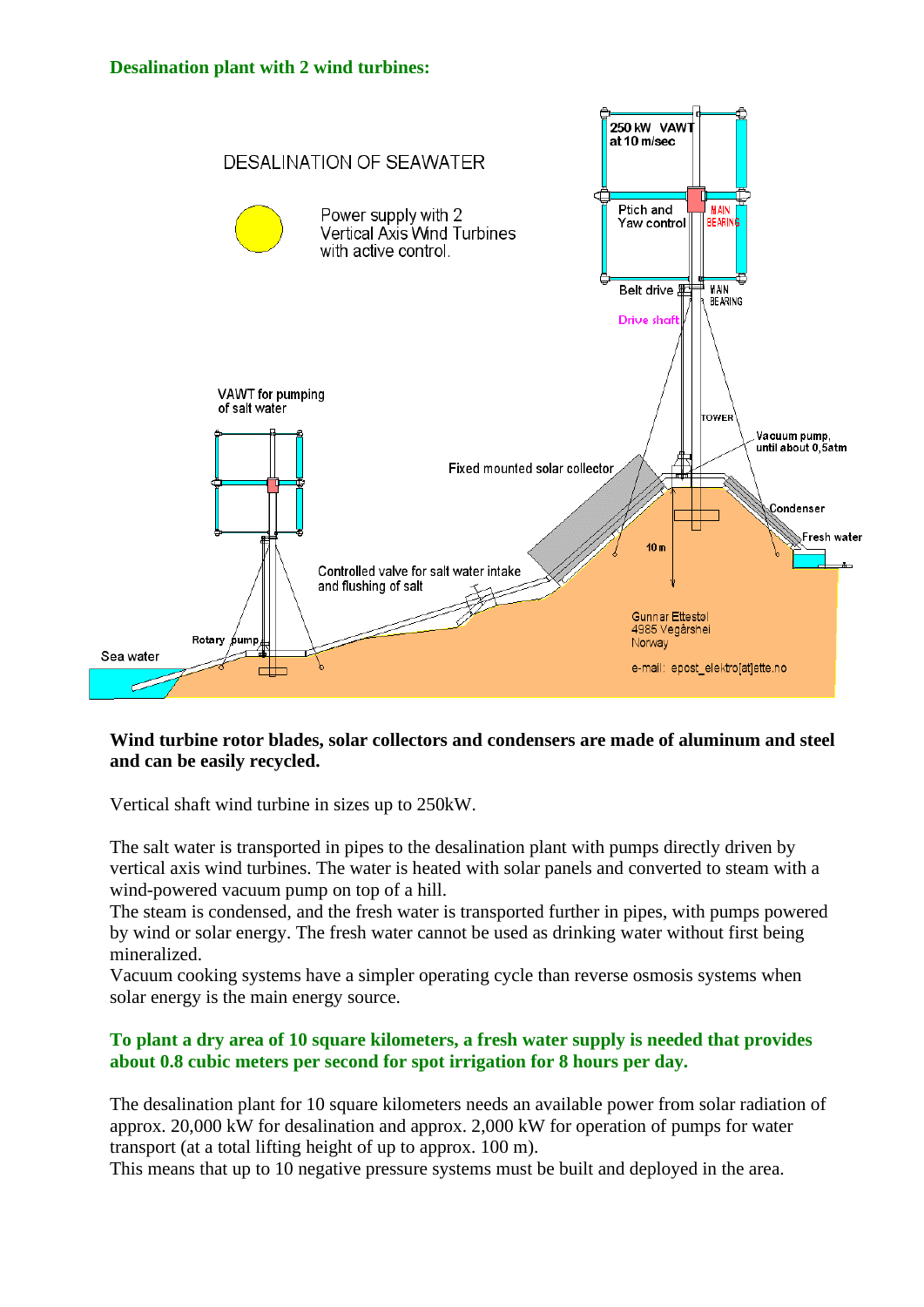## Desalination plant with 2 wind turbines:

**Wind turbine rotor blades, solar collectors and condensers are made of aluminum and steel and can be easily recycled.**

Vertical shaft wind turbine in sizes up to 250kW.

The salt water is transported in pipes to the desalination plant with pumps directly driven by vertical axis wind turbines. The water is heated with solar panels and converted to steam with a wind-powered vacuum pump on top of a hill.
The steam is condensed, and the fresh water is transported further in pipes, with pumps powered by wind or solar energy. The fresh water cannot be used as drinking water without first being mineralized.
Vacuum cooking systems have a simpler operating cycle than reverse osmosis systems when solar energy is the main energy source.

### To plant a dry area of 10 square kilometers, a fresh water supply is needed that provides about 0.8 cubic meters per second for spot irrigation for 8 hours per day.

The desalination plant for 10 square kilometers needs an available power from solar radiation of approx. 20,000 kW for desalination and approx. 2,000 kW for operation of pumps for water transport (at a total lifting height of up to approx. 100 m).
This means that up to 10 negative pressure systems must be built and deployed in the area.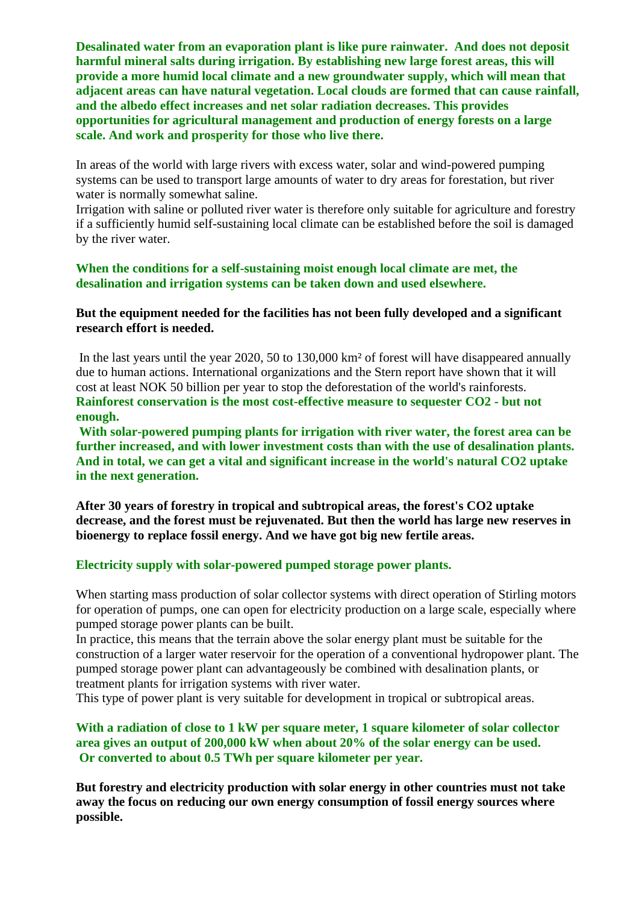**Desalinated water from an evaporation plant is like pure rainwater. And does not deposit harmful mineral salts during irrigation. By establishing new large forest areas, this will provide a more humid local climate and a new groundwater supply, which will mean that adjacent areas can have natural vegetation. Local clouds are formed that can cause rainfall, and the albedo effect increases and net solar radiation decreases. This provides opportunities for agricultural management and production of energy forests on a large scale. And work and prosperity for those who live there.**

In areas of the world with large rivers with excess water, solar and wind-powered pumping systems can be used to transport large amounts of water to dry areas for forestation, but river water is normally somewhat saline.
Irrigation with saline or polluted river water is therefore only suitable for agriculture and forestry if a sufficiently humid self-sustaining local climate can be established before the soil is damaged by the river water.

**When the conditions for a self-sustaining moist enough local climate are met, the desalination and irrigation systems can be taken down and used elsewhere.**

**But the equipment needed for the facilities has not been fully developed and a significant research effort is needed.**

In the last years until the year 2020, 50 to 130,000 km² of forest will have disappeared annually due to human actions. International organizations and the Stern report have shown that it will cost at least NOK 50 billion per year to stop the deforestation of the world's rainforests.
**Rainforest conservation is the most cost-effective measure to sequester $CO_2$ - but not enough.**
**With solar-powered pumping plants for irrigation with river water, the forest area can be further increased, and with lower investment costs than with the use of desalination plants. And in total, we can get a vital and significant increase in the world's natural $CO_2$ uptake in the next generation.**

**After 30 years of forestry in tropical and subtropical areas, the forest's $CO_2$ uptake decrease, and the forest must be rejuvenated. But then the world has large new reserves in bioenergy to replace fossil energy. And we have got big new fertile areas.**

**Electricity supply with solar-powered pumped storage power plants.**

When starting mass production of solar collector systems with direct operation of Stirling motors for operation of pumps, one can open for electricity production on a large scale, especially where pumped storage power plants can be built.
In practice, this means that the terrain above the solar energy plant must be suitable for the construction of a larger water reservoir for the operation of a conventional hydropower plant. The pumped storage power plant can advantageously be combined with desalination plants, or treatment plants for irrigation systems with river water.
This type of power plant is very suitable for development in tropical or subtropical areas.

**With a radiation of close to 1 kW per square meter, 1 square kilometer of solar collector area gives an output of 200,000 kW when about 20% of the solar energy can be used.**
**Or converted to about 0.5 TWh per square kilometer per year.**

**But forestry and electricity production with solar energy in other countries must not take away the focus on reducing our own energy consumption of fossil energy sources where possible.**